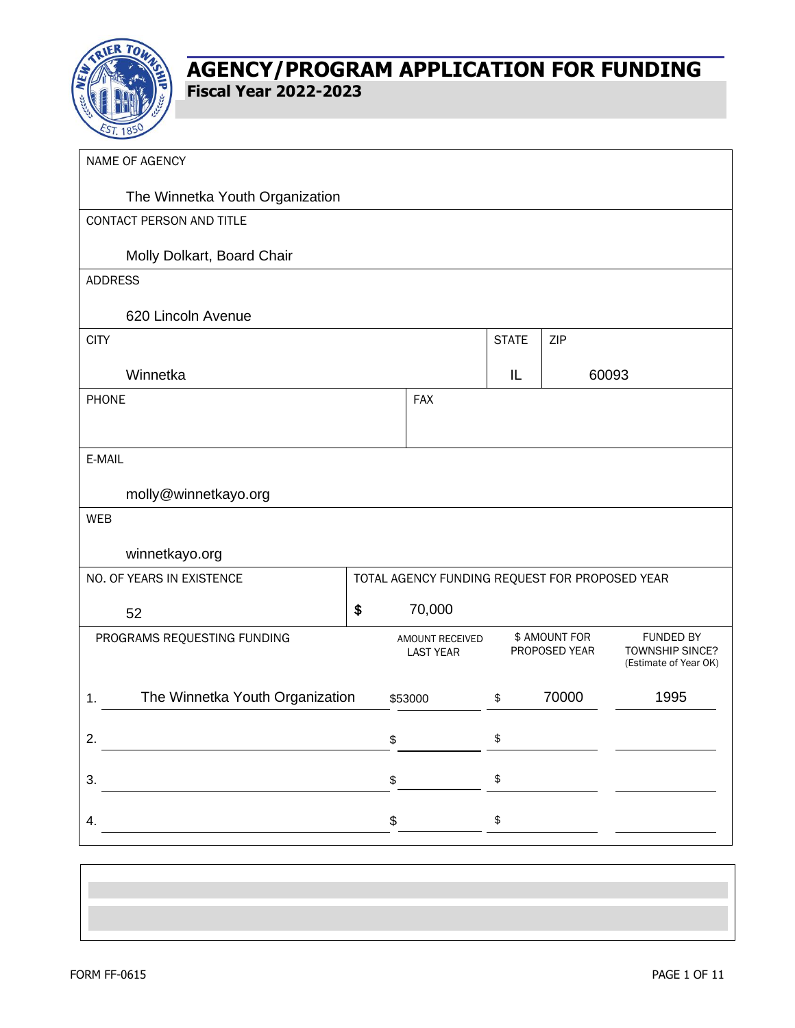# AGENCY/PROGRAM APPLICATION FOR FUNDING

## Fiscal Year 2022-2023

**NAME OF AGENCY**

The Winnetka Youth Organization

**CONTACT PERSON AND TITLE**

Molly Dolkart, Board Chair

**ADDRESS**

620 Lincoln Avenue

| CITY | STATE | ZIP |
|---|---|---|
| Winnetka | IL | 60093 |

| PHONE | FAX |
|---|---|
| | |

**E-MAIL**

molly@winnetkayo.org

**WEB**

winnetkayo.org

| NO. OF YEARS IN EXISTENCE | TOTAL AGENCY FUNDING REQUEST FOR PROPOSED YEAR |
|---|---|
| 52 | $ 70,000 |

| PROGRAMS REQUESTING FUNDING | AMOUNT RECEIVED LAST YEAR | $ AMOUNT FOR PROPOSED YEAR | FUNDED BY TOWNSHIP SINCE? (Estimate of Year OK) |
|---|---|---|---|
| 1. The Winnetka Youth Organization | $53000 | $ 70000 | 1995 |
| 2. | $ | $ | |
| 3. | $ | $ | |
| 4. | $ | $ | |

FORM FF-0615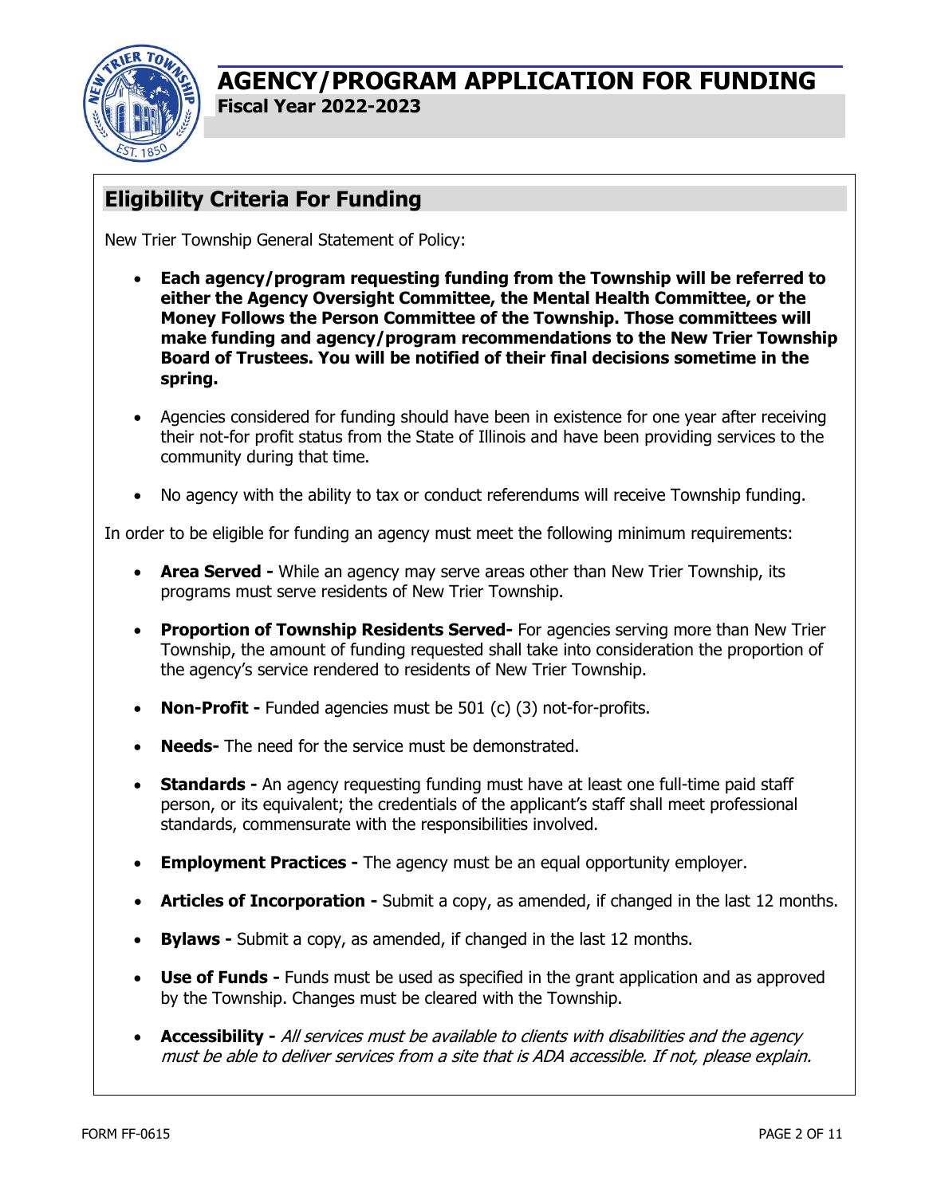# AGENCY/PROGRAM APPLICATION FOR FUNDING

**Fiscal Year 2022-2023**

## Eligibility Criteria For Funding

New Trier Township General Statement of Policy:

- **Each agency/program requesting funding from the Township will be referred to either the Agency Oversight Committee, the Mental Health Committee, or the Money Follows the Person Committee of the Township. Those committees will make funding and agency/program recommendations to the New Trier Township Board of Trustees. You will be notified of their final decisions sometime in the spring.**
- Agencies considered for funding should have been in existence for one year after receiving their not-for profit status from the State of Illinois and have been providing services to the community during that time.
- No agency with the ability to tax or conduct referendums will receive Township funding.

In order to be eligible for funding an agency must meet the following minimum requirements:

- **Area Served -** While an agency may serve areas other than New Trier Township, its programs must serve residents of New Trier Township.
- **Proportion of Township Residents Served-** For agencies serving more than New Trier Township, the amount of funding requested shall take into consideration the proportion of the agency's service rendered to residents of New Trier Township.
- **Non-Profit -** Funded agencies must be 501 (c) (3) not-for-profits.
- **Needs-** The need for the service must be demonstrated.
- **Standards -** An agency requesting funding must have at least one full-time paid staff person, or its equivalent; the credentials of the applicant's staff shall meet professional standards, commensurate with the responsibilities involved.
- **Employment Practices -** The agency must be an equal opportunity employer.
- **Articles of Incorporation -** Submit a copy, as amended, if changed in the last 12 months.
- **Bylaws -** Submit a copy, as amended, if changed in the last 12 months.
- **Use of Funds -** Funds must be used as specified in the grant application and as approved by the Township. Changes must be cleared with the Township.
- **Accessibility -** *All services must be available to clients with disabilities and the agency must be able to deliver services from a site that is ADA accessible. If not, please explain.*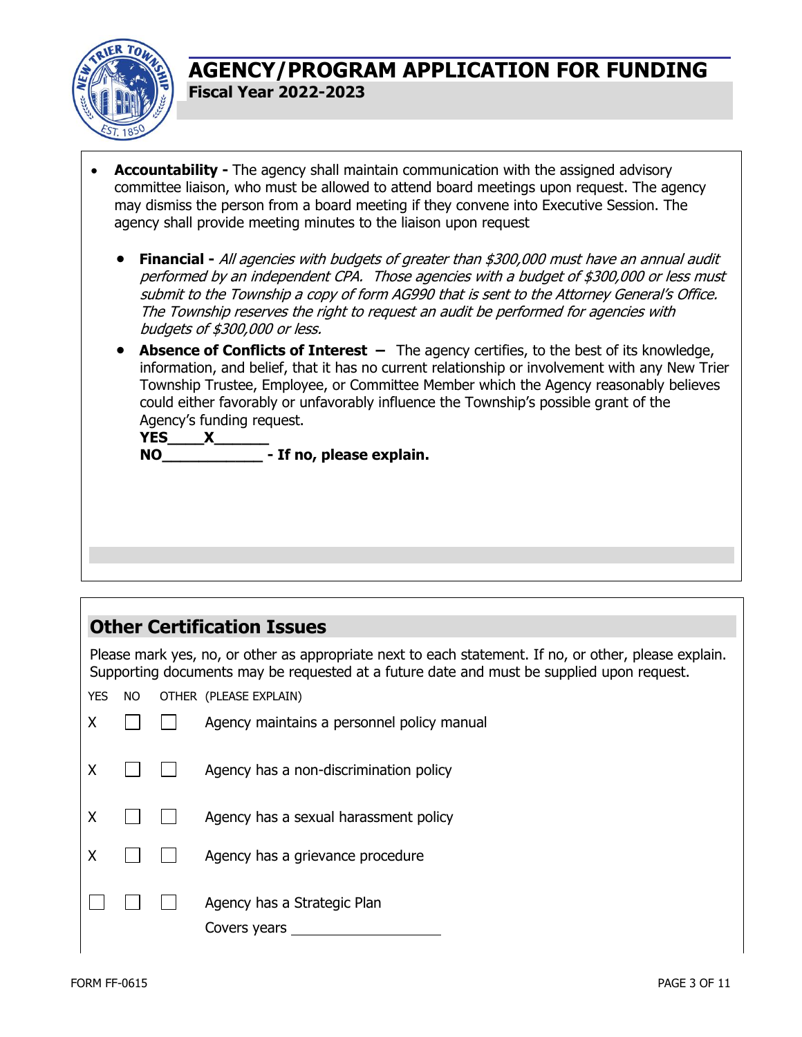# AGENCY/PROGRAM APPLICATION FOR FUNDING

**Fiscal Year 2022-2023**

- **Accountability -** The agency shall maintain communication with the assigned advisory committee liaison, who must be allowed to attend board meetings upon request. The agency may dismiss the person from a board meeting if they convene into Executive Session. The agency shall provide meeting minutes to the liaison upon request

  - **Financial -** *All agencies with budgets of greater than $300,000 must have an annual audit performed by an independent CPA. Those agencies with a budget of $300,000 or less must submit to the Township a copy of form AG990 that is sent to the Attorney General's Office. The Township reserves the right to request an audit be performed for agencies with budgets of $300,000 or less.*
  - **Absence of Conflicts of Interest –** The agency certifies, to the best of its knowledge, information, and belief, that it has no current relationship or involvement with any New Trier Township Trustee, Employee, or Committee Member which the Agency reasonably believes could either favorably or unfavorably influence the Township's possible grant of the Agency's funding request.

    **YES____X______**

    **NO___________ - If no, please explain.**

## Other Certification Issues

Please mark yes, no, or other as appropriate next to each statement. If no, or other, please explain. Supporting documents may be requested at a future date and must be supplied upon request.

| YES | NO | OTHER | (PLEASE EXPLAIN) |
|---|---|---|---|
| X | ☐ | ☐ | Agency maintains a personnel policy manual |
| X | ☐ | ☐ | Agency has a non-discrimination policy |
| X | ☐ | ☐ | Agency has a sexual harassment policy |
| X | ☐ | ☐ | Agency has a grievance procedure |
| ☐ | ☐ | ☐ | Agency has a Strategic Plan<br>Covers years ____________ |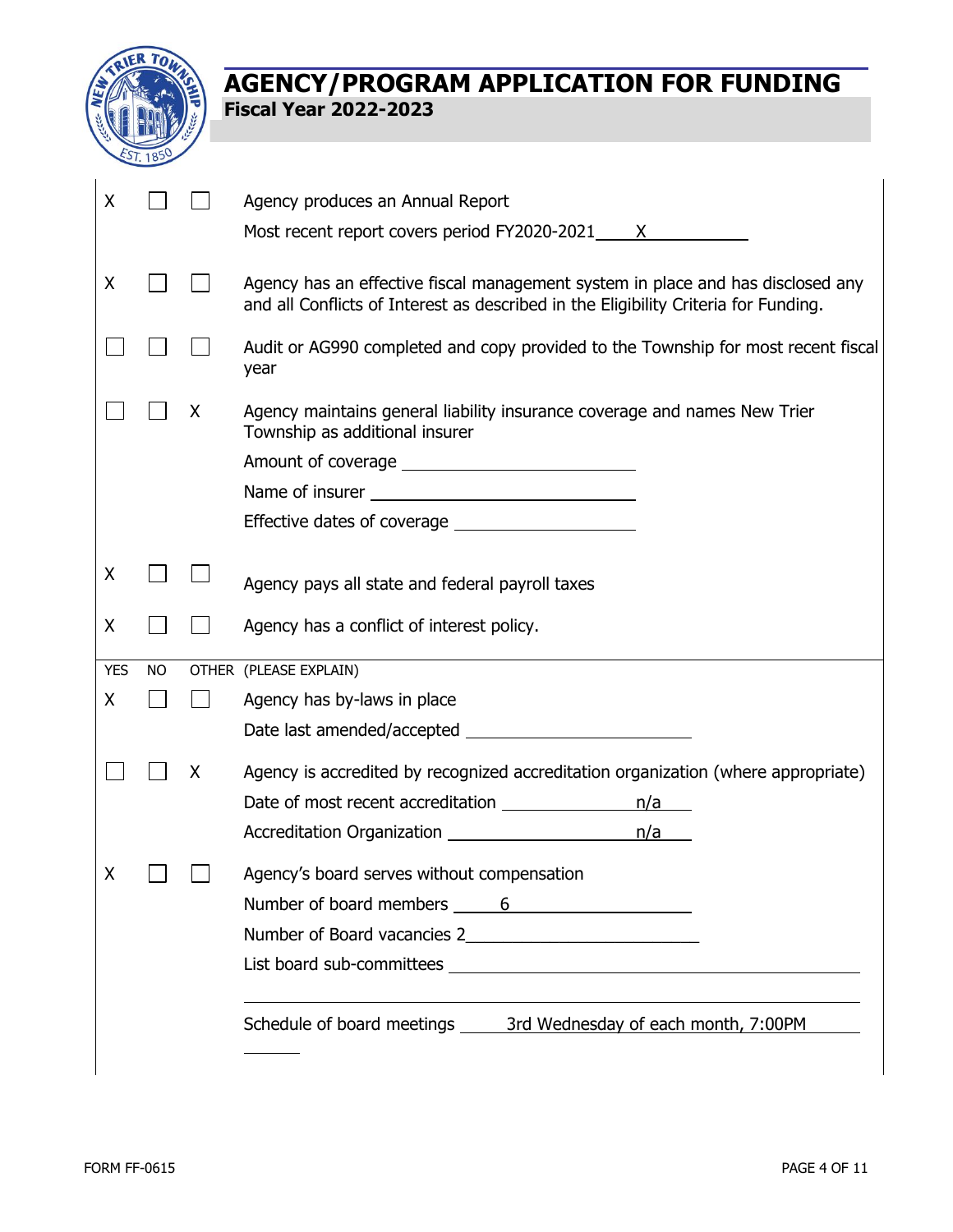# AGENCY/PROGRAM APPLICATION FOR FUNDING

**Fiscal Year 2022-2023**

| YES | NO | OTHER | (PLEASE EXPLAIN) |
|---|---|---|---|
| X | ☐ | ☐ | Agency produces an Annual Report<br>Most recent report covers period FY2020-2021 X |
| X | ☐ | ☐ | Agency has an effective fiscal management system in place and has disclosed any and all Conflicts of Interest as described in the Eligibility Criteria for Funding. |
| ☐ | ☐ | ☐ | Audit or AG990 completed and copy provided to the Township for most recent fiscal year |
| ☐ | ☐ | X | Agency maintains general liability insurance coverage and names New Trier Township as additional insurer<br>Amount of coverage \_\_\_\_\_\_\_\_\_\_<br>Name of insurer \_\_\_\_\_\_\_\_\_\_<br>Effective dates of coverage \_\_\_\_\_\_\_\_\_\_ |
| X | ☐ | ☐ | Agency pays all state and federal payroll taxes |
| X | ☐ | ☐ | Agency has a conflict of interest policy. |
| X | ☐ | ☐ | Agency has by-laws in place<br>Date last amended/accepted \_\_\_\_\_\_\_\_\_\_ |
| ☐ | ☐ | X | Agency is accredited by recognized accreditation organization (where appropriate)<br>Date of most recent accreditation n/a<br>Accreditation Organization n/a |
| X | ☐ | ☐ | Agency's board serves without compensation<br>Number of board members 6<br>Number of Board vacancies 2<br>List board sub-committees \_\_\_\_\_\_\_\_\_\_<br>Schedule of board meetings 3rd Wednesday of each month, 7:00PM |

FORM FF-0615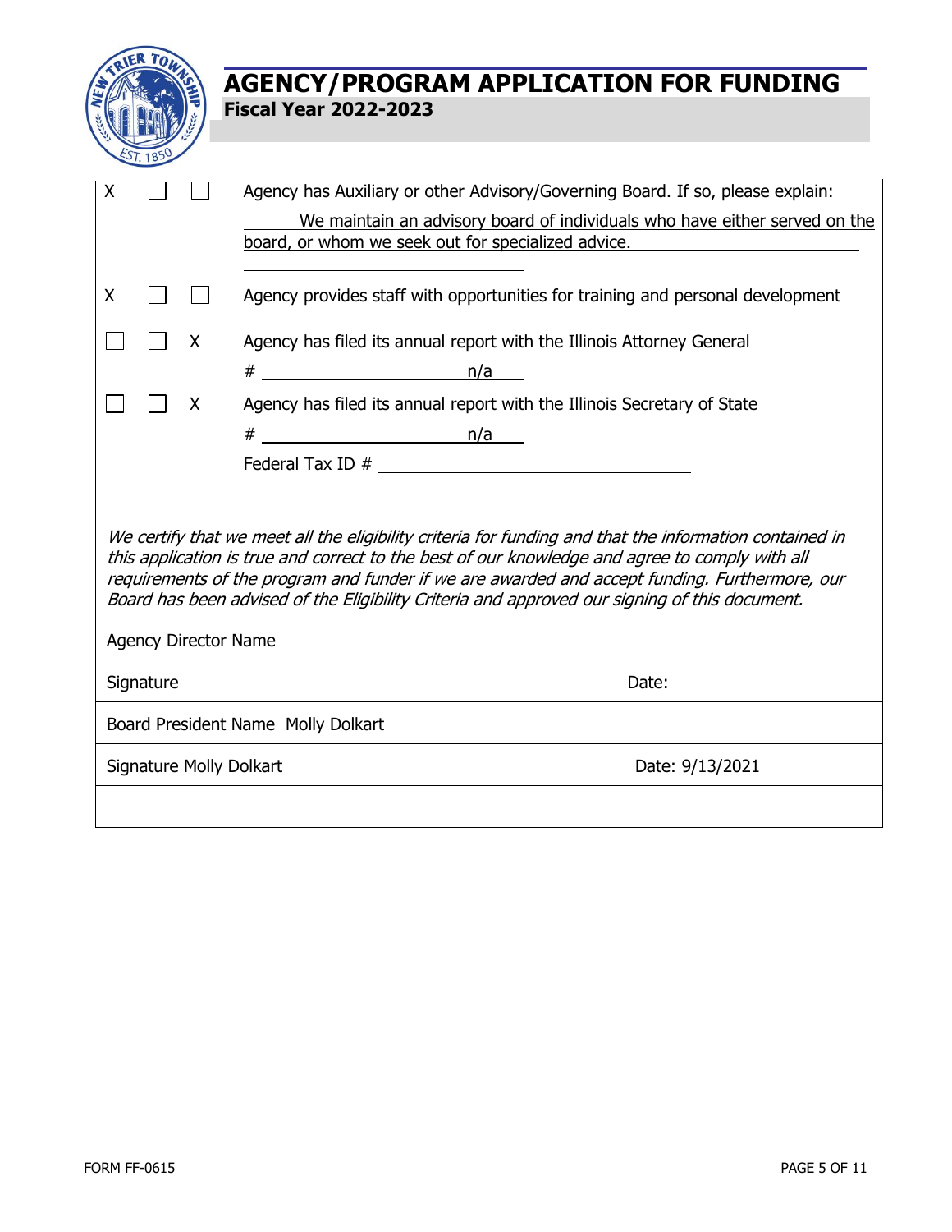# AGENCY/PROGRAM APPLICATION FOR FUNDING

**Fiscal Year 2022-2023**

| | | | |
|---|---|---|---|
| X | ☐ | ☐ | Agency has Auxiliary or other Advisory/Governing Board. If so, please explain: We maintain an advisory board of individuals who have either served on the board, or whom we seek out for specialized advice. |
| X | ☐ | ☐ | Agency provides staff with opportunities for training and personal development |
| ☐ | ☐ | X | Agency has filed its annual report with the Illinois Attorney General # n/a |
| ☐ | ☐ | X | Agency has filed its annual report with the Illinois Secretary of State # n/a |
| | | | Federal Tax ID # |

*We certify that we meet all the eligibility criteria for funding and that the information contained in this application is true and correct to the best of our knowledge and agree to comply with all requirements of the program and funder if we are awarded and accept funding. Furthermore, our Board has been advised of the Eligibility Criteria and approved our signing of this document.*

| | |
|---|---|
| Agency Director Name | |
| Signature | Date: |
| Board President Name Molly Dolkart | |
| Signature Molly Dolkart | Date: 9/13/2021 |

FORM FF-0615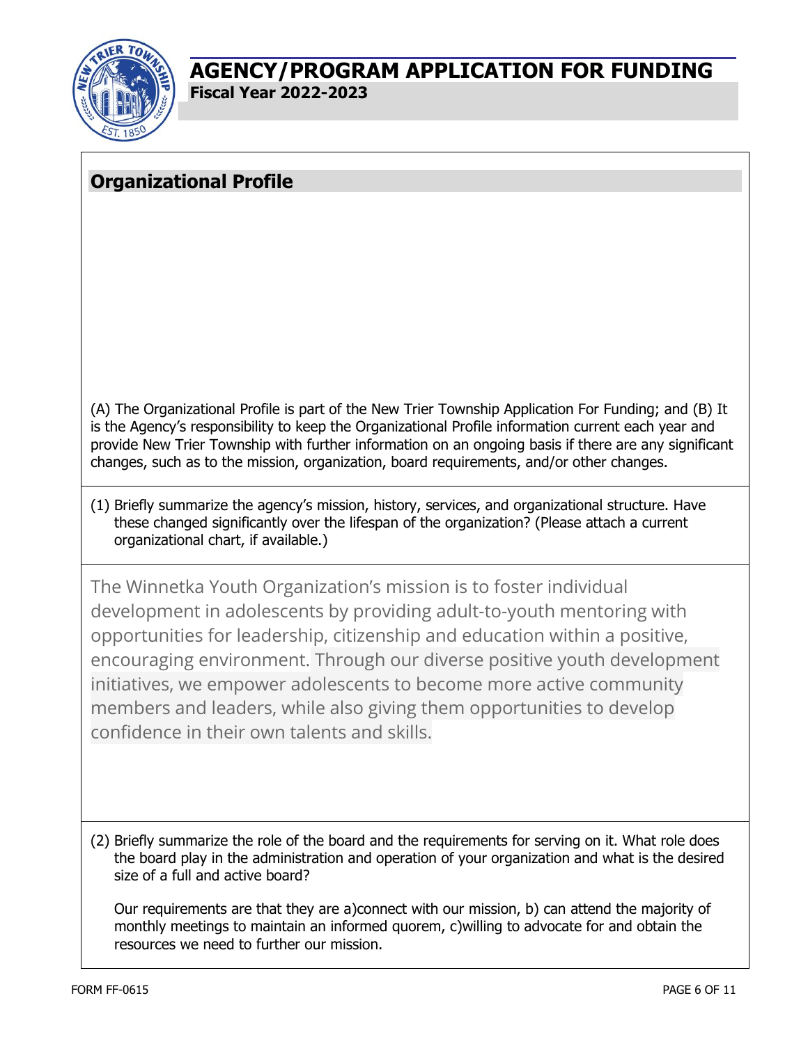# AGENCY/PROGRAM APPLICATION FOR FUNDING

**Fiscal Year 2022-2023**

## Organizational Profile

(A) The Organizational Profile is part of the New Trier Township Application For Funding; and (B) It is the Agency's responsibility to keep the Organizational Profile information current each year and provide New Trier Township with further information on an ongoing basis if there are any significant changes, such as to the mission, organization, board requirements, and/or other changes.

(1) Briefly summarize the agency's mission, history, services, and organizational structure. Have these changed significantly over the lifespan of the organization? (Please attach a current organizational chart, if available.)

The Winnetka Youth Organization's mission is to foster individual development in adolescents by providing adult-to-youth mentoring with opportunities for leadership, citizenship and education within a positive, encouraging environment. Through our diverse positive youth development initiatives, we empower adolescents to become more active community members and leaders, while also giving them opportunities to develop confidence in their own talents and skills.

(2) Briefly summarize the role of the board and the requirements for serving on it. What role does the board play in the administration and operation of your organization and what is the desired size of a full and active board?

Our requirements are that they are a)connect with our mission, b) can attend the majority of monthly meetings to maintain an informed quorem, c)willing to advocate for and obtain the resources we need to further our mission.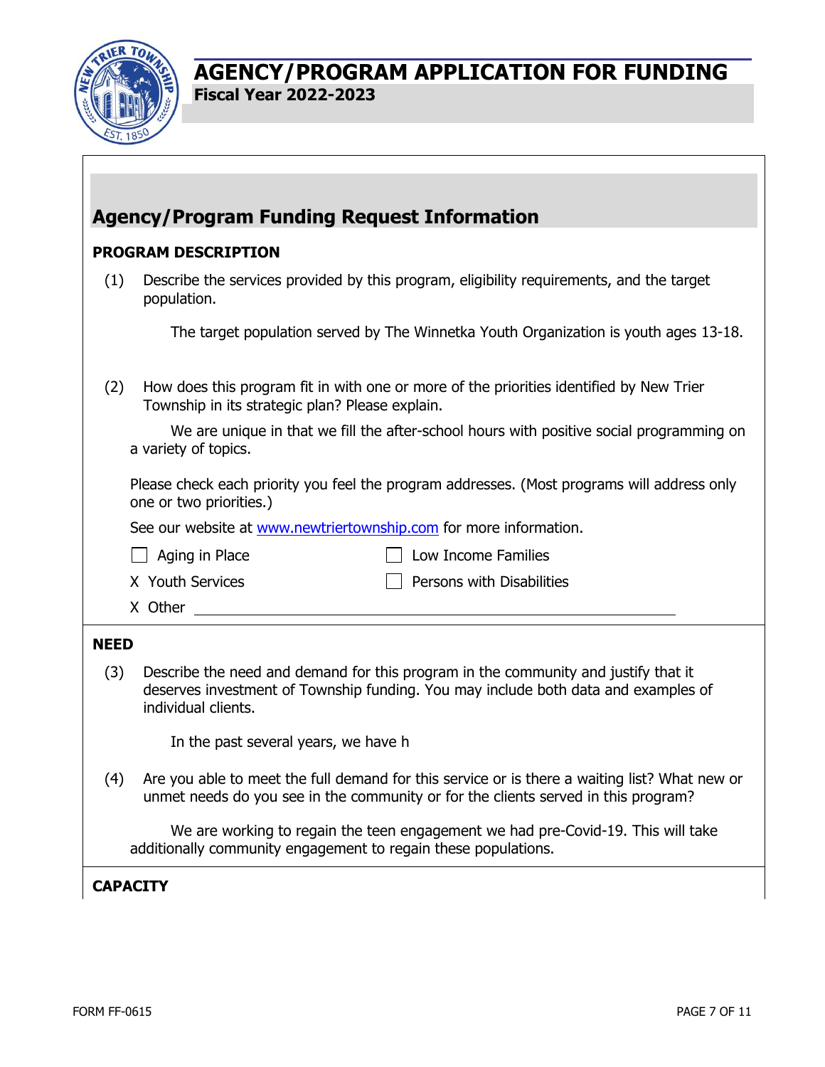# AGENCY/PROGRAM APPLICATION FOR FUNDING
**Fiscal Year 2022-2023**

## Agency/Program Funding Request Information

### PROGRAM DESCRIPTION

(1) Describe the services provided by this program, eligibility requirements, and the target population.

The target population served by The Winnetka Youth Organization is youth ages 13-18.

(2) How does this program fit in with one or more of the priorities identified by New Trier Township in its strategic plan? Please explain.

We are unique in that we fill the after-school hours with positive social programming on a variety of topics.

Please check each priority you feel the program addresses. (Most programs will address only one or two priorities.)

See our website at www.newtriertownship.com for more information.

- ☐ Aging in Place
- ☐ Low Income Families
- X Youth Services
- ☐ Persons with Disabilities
- X Other ______________________________

### NEED

(3) Describe the need and demand for this program in the community and justify that it deserves investment of Township funding. You may include both data and examples of individual clients.

In the past several years, we have h

(4) Are you able to meet the full demand for this service or is there a waiting list? What new or unmet needs do you see in the community or for the clients served in this program?

We are working to regain the teen engagement we had pre-Covid-19. This will take additionally community engagement to regain these populations.

### CAPACITY

FORM FF-0615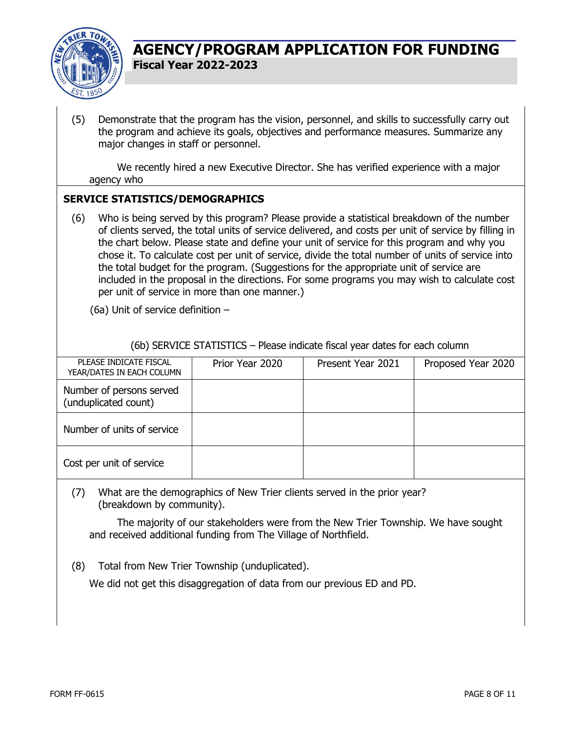# AGENCY/PROGRAM APPLICATION FOR FUNDING

**Fiscal Year 2022-2023**

(5) Demonstrate that the program has the vision, personnel, and skills to successfully carry out the program and achieve its goals, objectives and performance measures. Summarize any major changes in staff or personnel.

We recently hired a new Executive Director. She has verified experience with a major agency who

**SERVICE STATISTICS/DEMOGRAPHICS**

(6) Who is being served by this program? Please provide a statistical breakdown of the number of clients served, the total units of service delivered, and costs per unit of service by filling in the chart below. Please state and define your unit of service for this program and why you chose it. To calculate cost per unit of service, divide the total number of units of service into the total budget for the program. (Suggestions for the appropriate unit of service are included in the proposal in the directions. For some programs you may wish to calculate cost per unit of service in more than one manner.)

(6a) Unit of service definition –

(6b) SERVICE STATISTICS – Please indicate fiscal year dates for each column

| PLEASE INDICATE FISCAL YEAR/DATES IN EACH COLUMN | Prior Year 2020 | Present Year 2021 | Proposed Year 2020 |
|---|---|---|---|
| Number of persons served (unduplicated count) | | | |
| Number of units of service | | | |
| Cost per unit of service | | | |

(7) What are the demographics of New Trier clients served in the prior year? (breakdown by community).

The majority of our stakeholders were from the New Trier Township. We have sought and received additional funding from The Village of Northfield.

(8) Total from New Trier Township (unduplicated).

We did not get this disaggregation of data from our previous ED and PD.

FORM FF-0615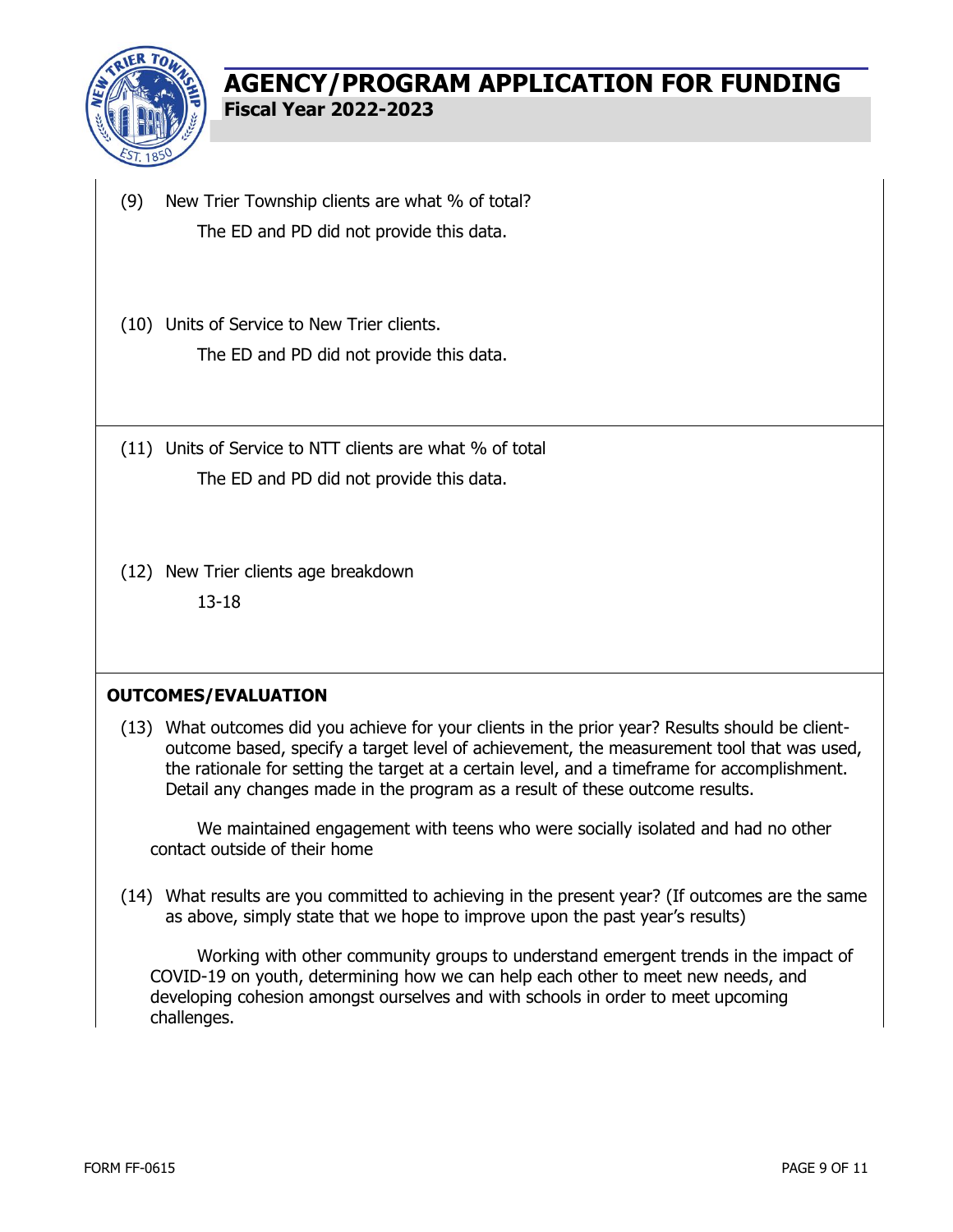(9) New Trier Township clients are what % of total?

The ED and PD did not provide this data.

(10) Units of Service to New Trier clients.

The ED and PD did not provide this data.

(11) Units of Service to NTT clients are what % of total

The ED and PD did not provide this data.

(12) New Trier clients age breakdown

13-18

## OUTCOMES/EVALUATION

(13) What outcomes did you achieve for your clients in the prior year? Results should be client-outcome based, specify a target level of achievement, the measurement tool that was used, the rationale for setting the target at a certain level, and a timeframe for accomplishment. Detail any changes made in the program as a result of these outcome results.

We maintained engagement with teens who were socially isolated and had no other contact outside of their home

(14) What results are you committed to achieving in the present year? (If outcomes are the same as above, simply state that we hope to improve upon the past year's results)

Working with other community groups to understand emergent trends in the impact of COVID-19 on youth, determining how we can help each other to meet new needs, and developing cohesion amongst ourselves and with schools in order to meet upcoming challenges.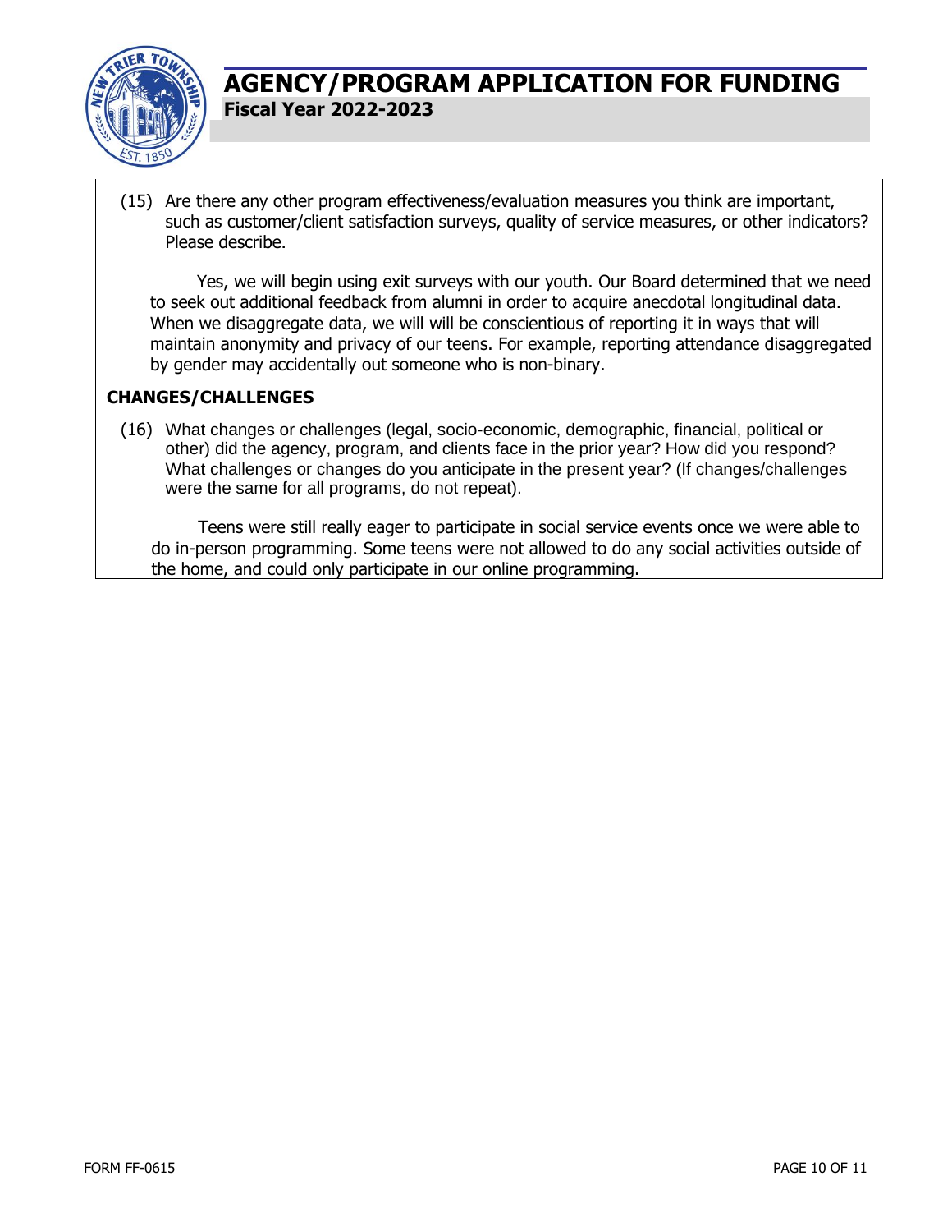(15) Are there any other program effectiveness/evaluation measures you think are important, such as customer/client satisfaction surveys, quality of service measures, or other indicators? Please describe.

Yes, we will begin using exit surveys with our youth. Our Board determined that we need to seek out additional feedback from alumni in order to acquire anecdotal longitudinal data. When we disaggregate data, we will will be conscientious of reporting it in ways that will maintain anonymity and privacy of our teens. For example, reporting attendance disaggregated by gender may accidentally out someone who is non-binary.

## CHANGES/CHALLENGES

(16) What changes or challenges (legal, socio-economic, demographic, financial, political or other) did the agency, program, and clients face in the prior year? How did you respond? What challenges or changes do you anticipate in the present year? (If changes/challenges were the same for all programs, do not repeat).

Teens were still really eager to participate in social service events once we were able to do in-person programming. Some teens were not allowed to do any social activities outside of the home, and could only participate in our online programming.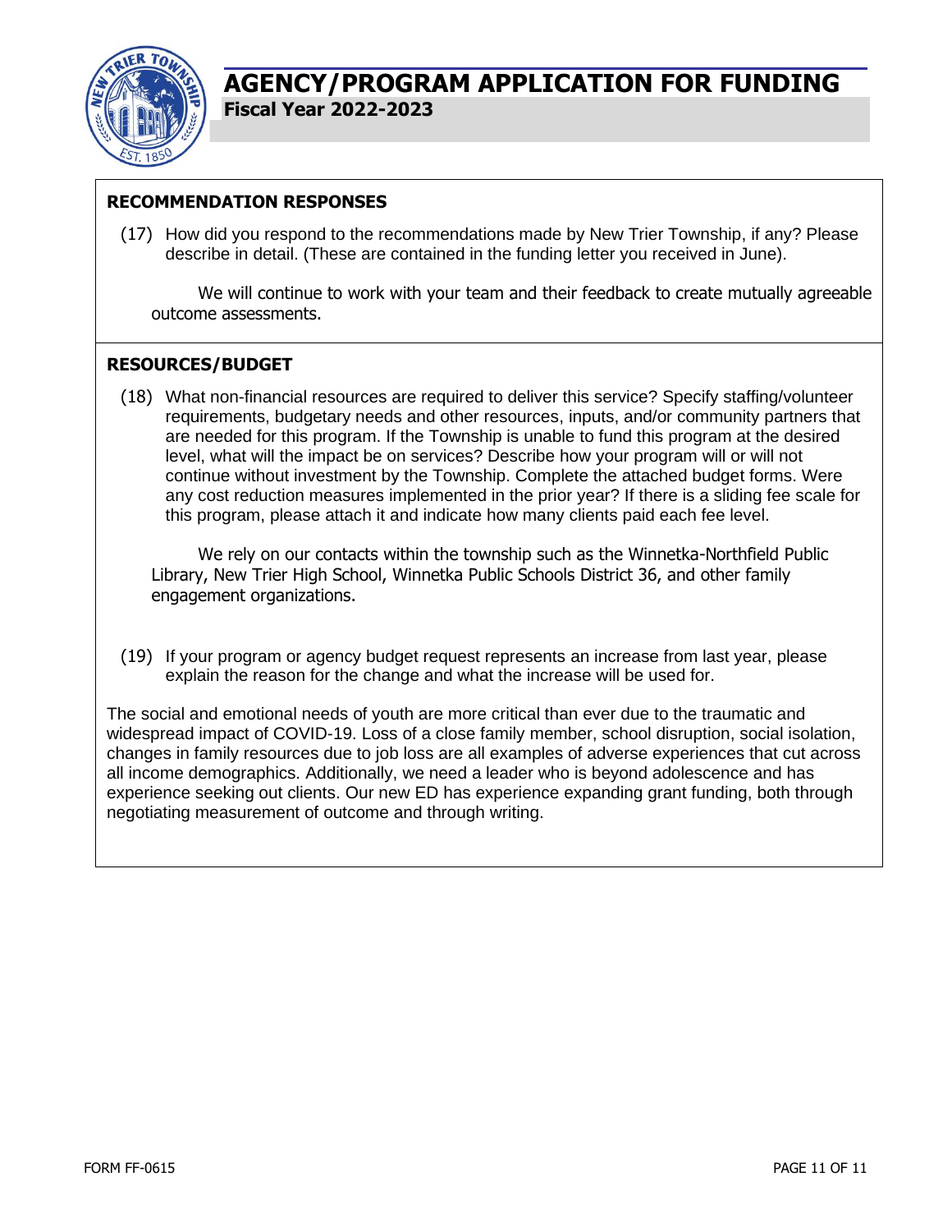# AGENCY/PROGRAM APPLICATION FOR FUNDING

**Fiscal Year 2022-2023**

## RECOMMENDATION RESPONSES

(17) How did you respond to the recommendations made by New Trier Township, if any? Please describe in detail. (These are contained in the funding letter you received in June).

We will continue to work with your team and their feedback to create mutually agreeable outcome assessments.

## RESOURCES/BUDGET

(18) What non-financial resources are required to deliver this service? Specify staffing/volunteer requirements, budgetary needs and other resources, inputs, and/or community partners that are needed for this program. If the Township is unable to fund this program at the desired level, what will the impact be on services? Describe how your program will or will not continue without investment by the Township. Complete the attached budget forms. Were any cost reduction measures implemented in the prior year? If there is a sliding fee scale for this program, please attach it and indicate how many clients paid each fee level.

We rely on our contacts within the township such as the Winnetka-Northfield Public Library, New Trier High School, Winnetka Public Schools District 36, and other family engagement organizations.

(19) If your program or agency budget request represents an increase from last year, please explain the reason for the change and what the increase will be used for.

The social and emotional needs of youth are more critical than ever due to the traumatic and widespread impact of COVID-19. Loss of a close family member, school disruption, social isolation, changes in family resources due to job loss are all examples of adverse experiences that cut across all income demographics. Additionally, we need a leader who is beyond adolescence and has experience seeking out clients. Our new ED has experience expanding grant funding, both through negotiating measurement of outcome and through writing.

FORM FF-0615